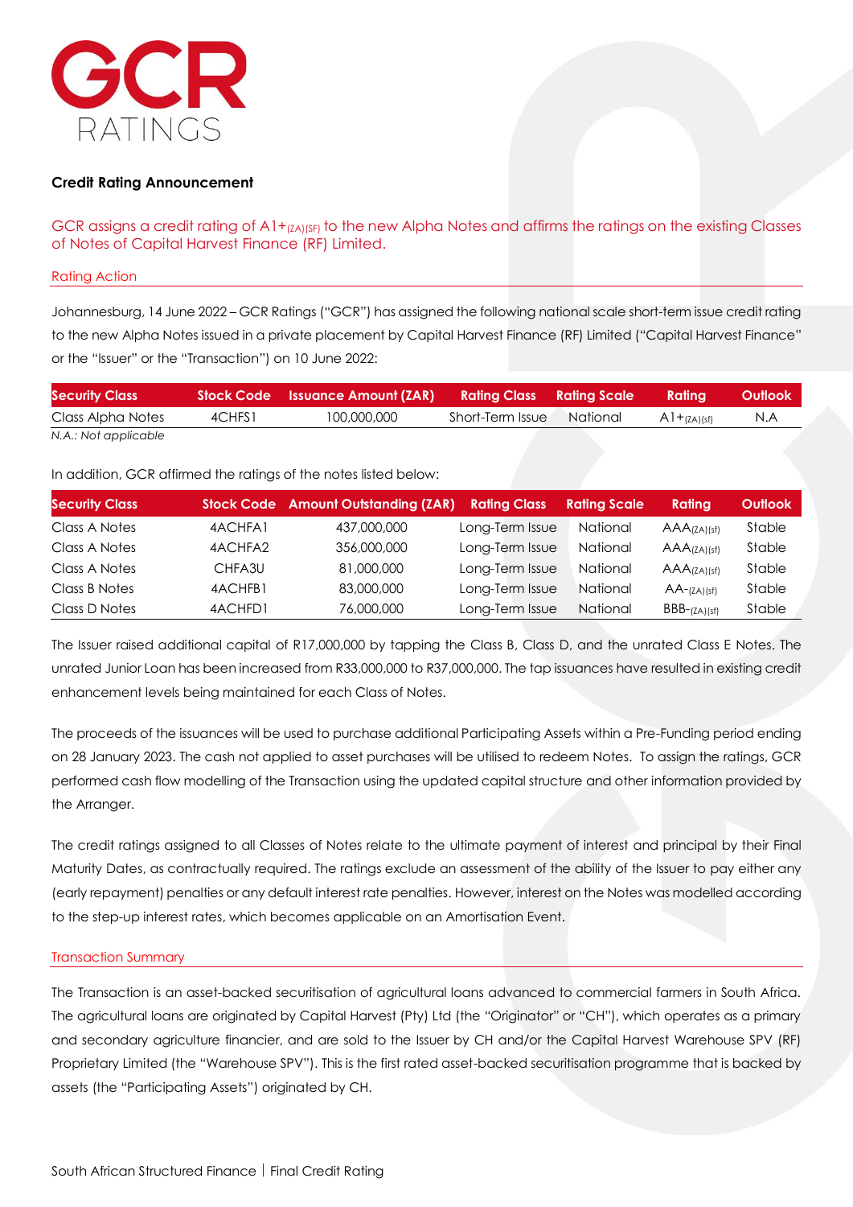# GCR RATINGS

**Credit Rating Announcement**

GCR assigns a credit rating of A1+$_{(ZA)(SF)}$ to the new Alpha Notes and affirms the ratings on the existing Classes of Notes of Capital Harvest Finance (RF) Limited.

## Rating Action

Johannesburg, 14 June 2022 – GCR Ratings ("GCR") has assigned the following national scale short-term issue credit rating to the new Alpha Notes issued in a private placement by Capital Harvest Finance (RF) Limited ("Capital Harvest Finance" or the "Issuer" or the "Transaction") on 10 June 2022:

| Security Class | Stock Code | Issuance Amount (ZAR) | Rating Class | Rating Scale | Rating | Outlook |
|---|---|---|---|---|---|---|
| Class Alpha Notes | 4CHFS1 | 100,000,000 | Short-Term Issue | National | A1+$_{(ZA)(sf)}$ | N.A |

*N.A.: Not applicable*

In addition, GCR affirmed the ratings of the notes listed below:

| Security Class | Stock Code | Amount Outstanding (ZAR) | Rating Class | Rating Scale | Rating | Outlook |
|---|---|---|---|---|---|---|
| Class A Notes | 4ACHFA1 | 437,000,000 | Long-Term Issue | National | AAA$_{(ZA)(sf)}$ | Stable |
| Class A Notes | 4ACHFA2 | 356,000,000 | Long-Term Issue | National | AAA$_{(ZA)(sf)}$ | Stable |
| Class A Notes | CHFA3U | 81,000,000 | Long-Term Issue | National | AAA$_{(ZA)(sf)}$ | Stable |
| Class B Notes | 4ACHFB1 | 83,000,000 | Long-Term Issue | National | AA-$_{(ZA)(sf)}$ | Stable |
| Class D Notes | 4ACHFD1 | 76,000,000 | Long-Term Issue | National | BBB-$_{(ZA)(sf)}$ | Stable |

The Issuer raised additional capital of R17,000,000 by tapping the Class B, Class D, and the unrated Class E Notes. The unrated Junior Loan has been increased from R33,000,000 to R37,000,000. The tap issuances have resulted in existing credit enhancement levels being maintained for each Class of Notes.

The proceeds of the issuances will be used to purchase additional Participating Assets within a Pre-Funding period ending on 28 January 2023. The cash not applied to asset purchases will be utilised to redeem Notes. To assign the ratings, GCR performed cash flow modelling of the Transaction using the updated capital structure and other information provided by the Arranger.

The credit ratings assigned to all Classes of Notes relate to the ultimate payment of interest and principal by their Final Maturity Dates, as contractually required. The ratings exclude an assessment of the ability of the Issuer to pay either any (early repayment) penalties or any default interest rate penalties. However, interest on the Notes was modelled according to the step-up interest rates, which becomes applicable on an Amortisation Event.

## Transaction Summary

The Transaction is an asset-backed securitisation of agricultural loans advanced to commercial farmers in South Africa. The agricultural loans are originated by Capital Harvest (Pty) Ltd (the "Originator" or "CH"), which operates as a primary and secondary agriculture financier, and are sold to the Issuer by CH and/or the Capital Harvest Warehouse SPV (RF) Proprietary Limited (the "Warehouse SPV"). This is the first rated asset-backed securitisation programme that is backed by assets (the "Participating Assets") originated by CH.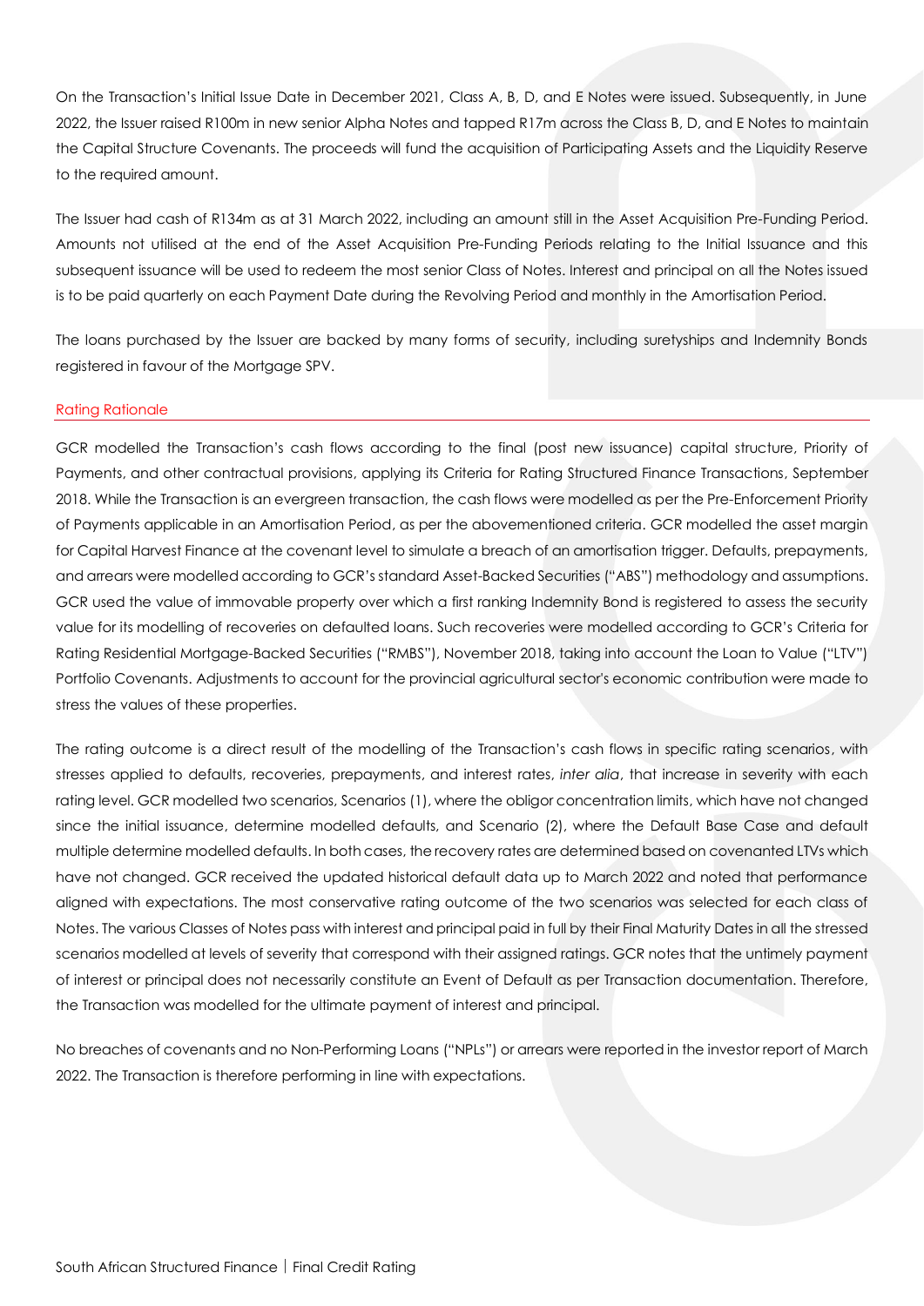On the Transaction's Initial Issue Date in December 2021, Class A, B, D, and E Notes were issued. Subsequently, in June 2022, the Issuer raised R100m in new senior Alpha Notes and tapped R17m across the Class B, D, and E Notes to maintain the Capital Structure Covenants. The proceeds will fund the acquisition of Participating Assets and the Liquidity Reserve to the required amount.

The Issuer had cash of R134m as at 31 March 2022, including an amount still in the Asset Acquisition Pre-Funding Period. Amounts not utilised at the end of the Asset Acquisition Pre-Funding Periods relating to the Initial Issuance and this subsequent issuance will be used to redeem the most senior Class of Notes. Interest and principal on all the Notes issued is to be paid quarterly on each Payment Date during the Revolving Period and monthly in the Amortisation Period.

The loans purchased by the Issuer are backed by many forms of security, including suretyships and Indemnity Bonds registered in favour of the Mortgage SPV.

## Rating Rationale

GCR modelled the Transaction's cash flows according to the final (post new issuance) capital structure, Priority of Payments, and other contractual provisions, applying its Criteria for Rating Structured Finance Transactions, September 2018. While the Transaction is an evergreen transaction, the cash flows were modelled as per the Pre-Enforcement Priority of Payments applicable in an Amortisation Period, as per the abovementioned criteria. GCR modelled the asset margin for Capital Harvest Finance at the covenant level to simulate a breach of an amortisation trigger. Defaults, prepayments, and arrears were modelled according to GCR's standard Asset-Backed Securities ("ABS") methodology and assumptions. GCR used the value of immovable property over which a first ranking Indemnity Bond is registered to assess the security value for its modelling of recoveries on defaulted loans. Such recoveries were modelled according to GCR's Criteria for Rating Residential Mortgage-Backed Securities ("RMBS"), November 2018, taking into account the Loan to Value ("LTV") Portfolio Covenants. Adjustments to account for the provincial agricultural sector's economic contribution were made to stress the values of these properties.

The rating outcome is a direct result of the modelling of the Transaction's cash flows in specific rating scenarios, with stresses applied to defaults, recoveries, prepayments, and interest rates, *inter alia*, that increase in severity with each rating level. GCR modelled two scenarios, Scenarios (1), where the obligor concentration limits, which have not changed since the initial issuance, determine modelled defaults, and Scenario (2), where the Default Base Case and default multiple determine modelled defaults. In both cases, the recovery rates are determined based on covenanted LTVs which have not changed. GCR received the updated historical default data up to March 2022 and noted that performance aligned with expectations. The most conservative rating outcome of the two scenarios was selected for each class of Notes. The various Classes of Notes pass with interest and principal paid in full by their Final Maturity Dates in all the stressed scenarios modelled at levels of severity that correspond with their assigned ratings. GCR notes that the untimely payment of interest or principal does not necessarily constitute an Event of Default as per Transaction documentation. Therefore, the Transaction was modelled for the ultimate payment of interest and principal.

No breaches of covenants and no Non-Performing Loans ("NPLs") or arrears were reported in the investor report of March 2022. The Transaction is therefore performing in line with expectations.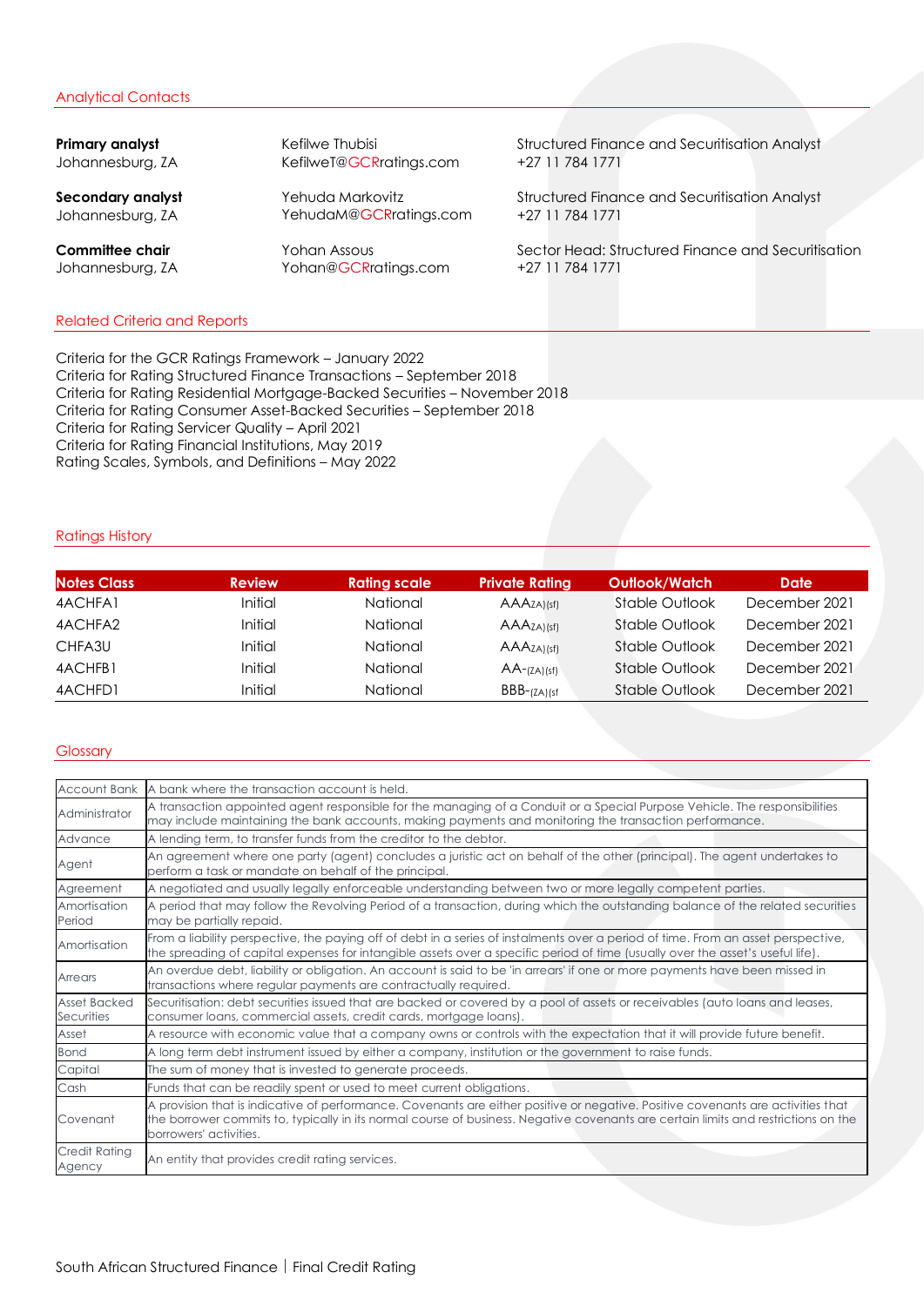## Analytical Contacts

| | | |
|---|---|---|
| **Primary analyst**<br>Johannesburg, ZA | Kefilwe Thubisi<br>KefilweT@GCRratings.com | Structured Finance and Securitisation Analyst<br>+27 11 784 1771 |
| **Secondary analyst**<br>Johannesburg, ZA | Yehuda Markovitz<br>YehudaM@GCRratings.com | Structured Finance and Securitisation Analyst<br>+27 11 784 1771 |
| **Committee chair**<br>Johannesburg, ZA | Yohan Assous<br>Yohan@GCRratings.com | Sector Head: Structured Finance and Securitisation<br>+27 11 784 1771 |

## Related Criteria and Reports

Criteria for the GCR Ratings Framework – January 2022
Criteria for Rating Structured Finance Transactions – September 2018
Criteria for Rating Residential Mortgage-Backed Securities – November 2018
Criteria for Rating Consumer Asset-Backed Securities – September 2018
Criteria for Rating Servicer Quality – April 2021
Criteria for Rating Financial Institutions, May 2019
Rating Scales, Symbols, and Definitions – May 2022

## Ratings History

| Notes Class | Review | Rating scale | Private Rating | Outlook/Watch | Date |
|---|---|---|---|---|---|
| 4ACHFA1 | Initial | National | AAA$_{ZA)(sf)}$ | Stable Outlook | December 2021 |
| 4ACHFA2 | Initial | National | AAA$_{ZA)(sf)}$ | Stable Outlook | December 2021 |
| CHFA3U | Initial | National | AAA$_{ZA)(sf)}$ | Stable Outlook | December 2021 |
| 4ACHFB1 | Initial | National | AA-$_{(ZA)(sf)}$ | Stable Outlook | December 2021 |
| 4ACHFD1 | Initial | National | BBB-$_{(ZA)(sf}$ | Stable Outlook | December 2021 |

## Glossary

| | |
|---|---|
| Account Bank | A bank where the transaction account is held. |
| Administrator | A transaction appointed agent responsible for the managing of a Conduit or a Special Purpose Vehicle. The responsibilities may include maintaining the bank accounts, making payments and monitoring the transaction performance. |
| Advance | A lending term, to transfer funds from the creditor to the debtor. |
| Agent | An agreement where one party (agent) concludes a juristic act on behalf of the other (principal). The agent undertakes to perform a task or mandate on behalf of the principal. |
| Agreement | A negotiated and usually legally enforceable understanding between two or more legally competent parties. |
| Amortisation Period | A period that may follow the Revolving Period of a transaction, during which the outstanding balance of the related securities may be partially repaid. |
| Amortisation | From a liability perspective, the paying off of debt in a series of instalments over a period of time. From an asset perspective, the spreading of capital expenses for intangible assets over a specific period of time (usually over the asset's useful life). |
| Arrears | An overdue debt, liability or obligation. An account is said to be 'in arrears' if one or more payments have been missed in transactions where regular payments are contractually required. |
| Asset Backed Securities | Securitisation: debt securities issued that are backed or covered by a pool of assets or receivables (auto loans and leases, consumer loans, commercial assets, credit cards, mortgage loans). |
| Asset | A resource with economic value that a company owns or controls with the expectation that it will provide future benefit. |
| Bond | A long term debt instrument issued by either a company, institution or the government to raise funds. |
| Capital | The sum of money that is invested to generate proceeds. |
| Cash | Funds that can be readily spent or used to meet current obligations. |
| Covenant | A provision that is indicative of performance. Covenants are either positive or negative. Positive covenants are activities that the borrower commits to, typically in its normal course of business. Negative covenants are certain limits and restrictions on the borrowers' activities. |
| Credit Rating Agency | An entity that provides credit rating services. |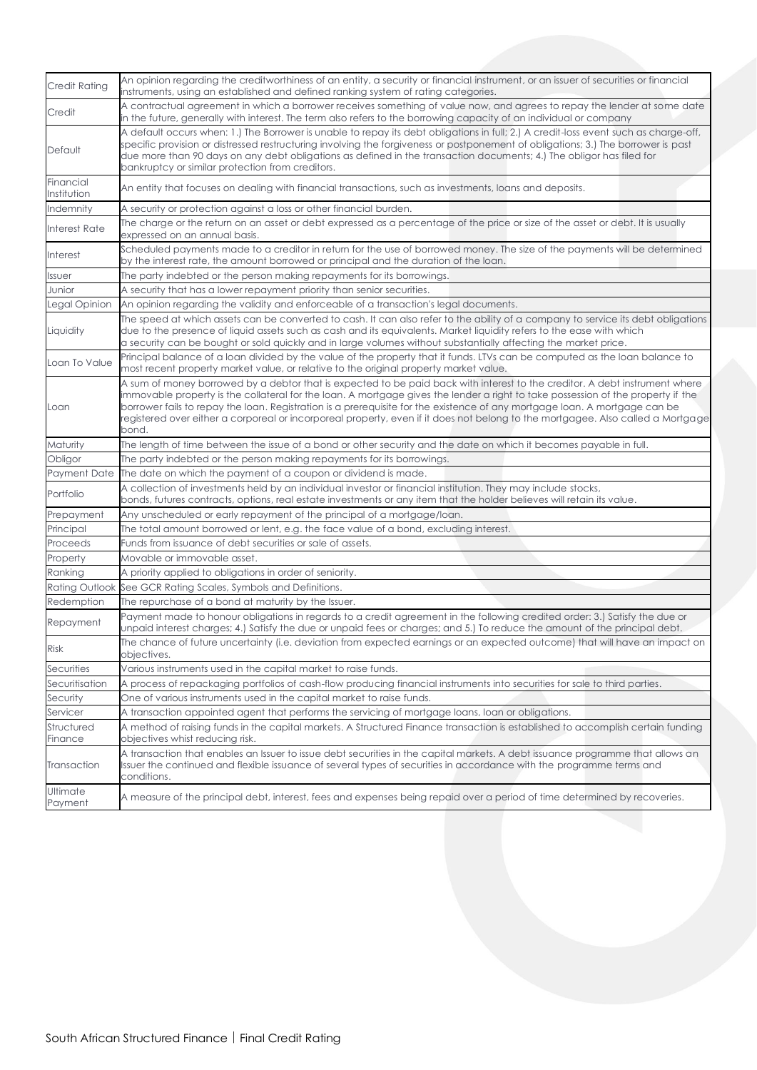| | |
|---|---|
| Credit Rating | An opinion regarding the creditworthiness of an entity, a security or financial instrument, or an issuer of securities or financial instruments, using an established and defined ranking system of rating categories. |
| Credit | A contractual agreement in which a borrower receives something of value now, and agrees to repay the lender at some date in the future, generally with interest. The term also refers to the borrowing capacity of an individual or company |
| Default | A default occurs when: 1.) The Borrower is unable to repay its debt obligations in full; 2.) A credit-loss event such as charge-off, specific provision or distressed restructuring involving the forgiveness or postponement of obligations; 3.) The borrower is past due more than 90 days on any debt obligations as defined in the transaction documents; 4.) The obligor has filed for bankruptcy or similar protection from creditors. |
| Financial Institution | An entity that focuses on dealing with financial transactions, such as investments, loans and deposits. |
| Indemnity | A security or protection against a loss or other financial burden. |
| Interest Rate | The charge or the return on an asset or debt expressed as a percentage of the price or size of the asset or debt. It is usually expressed on an annual basis. |
| Interest | Scheduled payments made to a creditor in return for the use of borrowed money. The size of the payments will be determined by the interest rate, the amount borrowed or principal and the duration of the loan. |
| Issuer | The party indebted or the person making repayments for its borrowings. |
| Junior | A security that has a lower repayment priority than senior securities. |
| Legal Opinion | An opinion regarding the validity and enforceable of a transaction's legal documents. |
| Liquidity | The speed at which assets can be converted to cash. It can also refer to the ability of a company to service its debt obligations due to the presence of liquid assets such as cash and its equivalents. Market liquidity refers to the ease with which a security can be bought or sold quickly and in large volumes without substantially affecting the market price. |
| Loan To Value | Principal balance of a loan divided by the value of the property that it funds. LTVs can be computed as the loan balance to most recent property market value, or relative to the original property market value. |
| Loan | A sum of money borrowed by a debtor that is expected to be paid back with interest to the creditor. A debt instrument where immovable property is the collateral for the loan. A mortgage gives the lender a right to take possession of the property if the borrower fails to repay the loan. Registration is a prerequisite for the existence of any mortgage loan. A mortgage can be registered over either a corporeal or incorporeal property, even if it does not belong to the mortgagee. Also called a Mortgage bond. |
| Maturity | The length of time between the issue of a bond or other security and the date on which it becomes payable in full. |
| Obligor | The party indebted or the person making repayments for its borrowings. |
| Payment Date | The date on which the payment of a coupon or dividend is made. |
| Portfolio | A collection of investments held by an individual investor or financial institution. They may include stocks, bonds, futures contracts, options, real estate investments or any item that the holder believes will retain its value. |
| Prepayment | Any unscheduled or early repayment of the principal of a mortgage/loan. |
| Principal | The total amount borrowed or lent, e.g. the face value of a bond, excluding interest. |
| Proceeds | Funds from issuance of debt securities or sale of assets. |
| Property | Movable or immovable asset. |
| Ranking | A priority applied to obligations in order of seniority. |
| Rating Outlook | See GCR Rating Scales, Symbols and Definitions. |
| Redemption | The repurchase of a bond at maturity by the Issuer. |
| Repayment | Payment made to honour obligations in regards to a credit agreement in the following credited order: 3.) Satisfy the due or unpaid interest charges; 4.) Satisfy the due or unpaid fees or charges; and 5.) To reduce the amount of the principal debt. |
| Risk | The chance of future uncertainty (i.e. deviation from expected earnings or an expected outcome) that will have an impact on objectives. |
| Securities | Various instruments used in the capital market to raise funds. |
| Securitisation | A process of repackaging portfolios of cash-flow producing financial instruments into securities for sale to third parties. |
| Security | One of various instruments used in the capital market to raise funds. |
| Servicer | A transaction appointed agent that performs the servicing of mortgage loans, loan or obligations. |
| Structured Finance | A method of raising funds in the capital markets. A Structured Finance transaction is established to accomplish certain funding objectives whist reducing risk. |
| Transaction | A transaction that enables an Issuer to issue debt securities in the capital markets. A debt issuance programme that allows an Issuer the continued and flexible issuance of several types of securities in accordance with the programme terms and conditions. |
| Ultimate Payment | A measure of the principal debt, interest, fees and expenses being repaid over a period of time determined by recoveries. |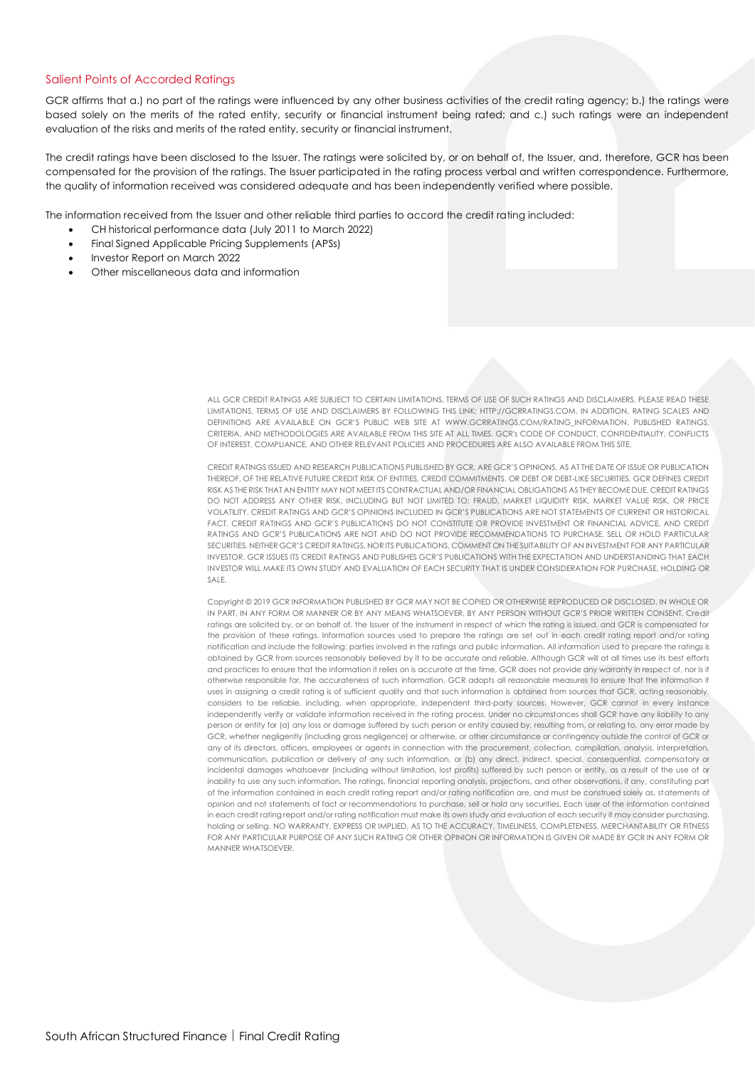## Salient Points of Accorded Ratings

GCR affirms that a.) no part of the ratings were influenced by any other business activities of the credit rating agency; b.) the ratings were based solely on the merits of the rated entity, security or financial instrument being rated; and c.) such ratings were an independent evaluation of the risks and merits of the rated entity, security or financial instrument.

The credit ratings have been disclosed to the Issuer. The ratings were solicited by, or on behalf of, the Issuer, and, therefore, GCR has been compensated for the provision of the ratings. The Issuer participated in the rating process verbal and written correspondence. Furthermore, the quality of information received was considered adequate and has been independently verified where possible.

The information received from the Issuer and other reliable third parties to accord the credit rating included:

- CH historical performance data (July 2011 to March 2022)
- Final Signed Applicable Pricing Supplements (APSs)
- Investor Report on March 2022
- Other miscellaneous data and information

ALL GCR CREDIT RATINGS ARE SUBJECT TO CERTAIN LIMITATIONS, TERMS OF USE OF SUCH RATINGS AND DISCLAIMERS. PLEASE READ THESE LIMITATIONS, TERMS OF USE AND DISCLAIMERS BY FOLLOWING THIS LINK: HTTP://GCRRATINGS.COM. IN ADDITION, RATING SCALES AND DEFINITIONS ARE AVAILABLE ON GCR'S PUBLIC WEB SITE AT WWW.GCRRATINGS.COM/RATING_INFORMATION. PUBLISHED RATINGS, CRITERIA, AND METHODOLOGIES ARE AVAILABLE FROM THIS SITE AT ALL TIMES. GCR's CODE OF CONDUCT, CONFIDENTIALITY, CONFLICTS OF INTEREST, COMPLIANCE, AND OTHER RELEVANT POLICIES AND PROCEDURES ARE ALSO AVAILABLE FROM THIS SITE.

CREDIT RATINGS ISSUED AND RESEARCH PUBLICATIONS PUBLISHED BY GCR, ARE GCR'S OPINIONS, AS AT THE DATE OF ISSUE OR PUBLICATION THEREOF, OF THE RELATIVE FUTURE CREDIT RISK OF ENTITIES, CREDIT COMMITMENTS, OR DEBT OR DEBT-LIKE SECURITIES. GCR DEFINES CREDIT RISK AS THE RISK THAT AN ENTITY MAY NOT MEET ITS CONTRACTUAL AND/OR FINANCIAL OBLIGATIONS AS THEY BECOME DUE. CREDIT RATINGS DO NOT ADDRESS ANY OTHER RISK, INCLUDING BUT NOT LIMITED TO: FRAUD, MARKET LIQUIDITY RISK, MARKET VALUE RISK, OR PRICE VOLATILITY. CREDIT RATINGS AND GCR'S OPINIONS INCLUDED IN GCR'S PUBLICATIONS ARE NOT STATEMENTS OF CURRENT OR HISTORICAL FACT. CREDIT RATINGS AND GCR'S PUBLICATIONS DO NOT CONSTITUTE OR PROVIDE INVESTMENT OR FINANCIAL ADVICE, AND CREDIT RATINGS AND GCR'S PUBLICATIONS ARE NOT AND DO NOT PROVIDE RECOMMENDATIONS TO PURCHASE, SELL OR HOLD PARTICULAR SECURITIES. NEITHER GCR'S CREDIT RATINGS, NOR ITS PUBLICATIONS, COMMENT ON THE SUITABILITY OF AN INVESTMENT FOR ANY PARTICULAR INVESTOR. GCR ISSUES ITS CREDIT RATINGS AND PUBLISHES GCR'S PUBLICATIONS WITH THE EXPECTATION AND UNDERSTANDING THAT EACH INVESTOR WILL MAKE ITS OWN STUDY AND EVALUATION OF EACH SECURITY THAT IS UNDER CONSIDERATION FOR PURCHASE, HOLDING OR SALE.

Copyright © 2019 GCR INFORMATION PUBLISHED BY GCR MAY NOT BE COPIED OR OTHERWISE REPRODUCED OR DISCLOSED, IN WHOLE OR IN PART, IN ANY FORM OR MANNER OR BY ANY MEANS WHATSOEVER, BY ANY PERSON WITHOUT GCR'S PRIOR WRITTEN CONSENT. Credit ratings are solicited by, or on behalf of, the Issuer of the instrument in respect of which the rating is issued, and GCR is compensated for the provision of these ratings. Information sources used to prepare the ratings are set out in each credit rating report and/or rating notification and include the following: parties involved in the ratings and public information. All information used to prepare the ratings is obtained by GCR from sources reasonably believed by it to be accurate and reliable. Although GCR will at all times use its best efforts and practices to ensure that the information it relies on is accurate at the time, GCR does not provide any warranty in respect of, nor is it otherwise responsible for, the accurateness of such information. GCR adopts all reasonable measures to ensure that the information it uses in assigning a credit rating is of sufficient quality and that such information is obtained from sources that GCR, acting reasonably, considers to be reliable, including, when appropriate, independent third-party sources. However, GCR cannot in every instance independently verify or validate information received in the rating process. Under no circumstances shall GCR have any liability to any person or entity for (a) any loss or damage suffered by such person or entity caused by, resulting from, or relating to, any error made by GCR, whether negligently (including gross negligence) or otherwise, or other circumstance or contingency outside the control of GCR or any of its directors, officers, employees or agents in connection with the procurement, collection, compilation, analysis, interpretation, communication, publication or delivery of any such information, or (b) any direct, indirect, special, consequential, compensatory or incidental damages whatsoever (including without limitation, lost profits) suffered by such person or entity, as a result of the use of or inability to use any such information. The ratings, financial reporting analysis, projections, and other observations, if any, constituting part of the information contained in each credit rating report and/or rating notification are, and must be construed solely as, statements of opinion and not statements of fact or recommendations to purchase, sell or hold any securities. Each user of the information contained in each credit rating report and/or rating notification must make its own study and evaluation of each security it may consider purchasing, holding or selling. NO WARRANTY, EXPRESS OR IMPLIED, AS TO THE ACCURACY, TIMELINESS, COMPLETENESS, MERCHANTABILITY OR FITNESS FOR ANY PARTICULAR PURPOSE OF ANY SUCH RATING OR OTHER OPINION OR INFORMATION IS GIVEN OR MADE BY GCR IN ANY FORM OR MANNER WHATSOEVER.